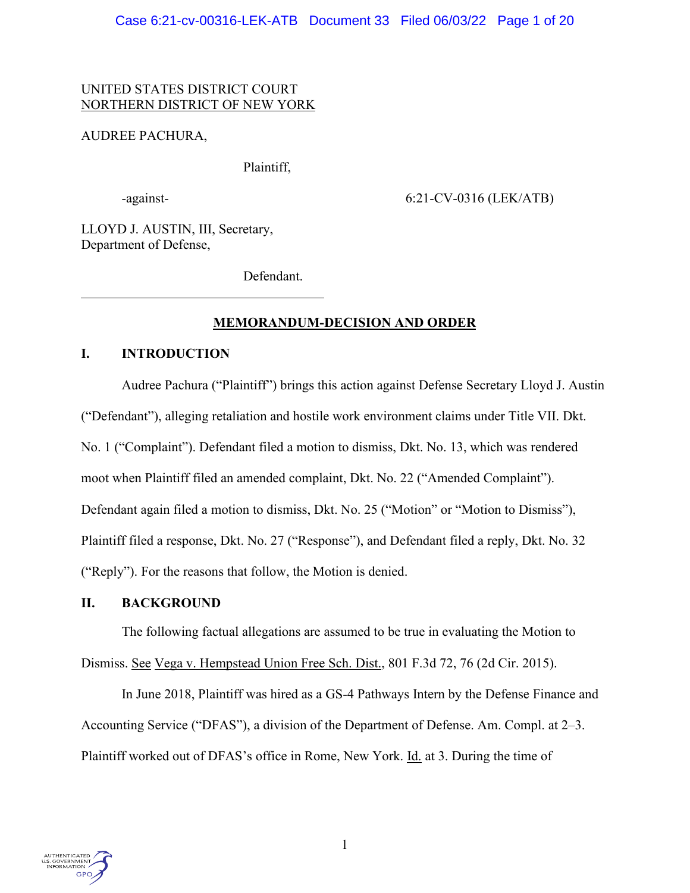UNITED STATES DISTRICT COURT
NORTHERN DISTRICT OF NEW YORK

AUDREE PACHURA,

Plaintiff,

-against- 6:21-CV-0316 (LEK/ATB)

LLOYD J. AUSTIN, III, Secretary, Department of Defense,

Defendant.

## MEMORANDUM-DECISION AND ORDER

## I. INTRODUCTION

Audree Pachura ("Plaintiff") brings this action against Defense Secretary Lloyd J. Austin ("Defendant"), alleging retaliation and hostile work environment claims under Title VII. Dkt. No. 1 ("Complaint"). Defendant filed a motion to dismiss, Dkt. No. 13, which was rendered moot when Plaintiff filed an amended complaint, Dkt. No. 22 ("Amended Complaint"). Defendant again filed a motion to dismiss, Dkt. No. 25 ("Motion" or "Motion to Dismiss"), Plaintiff filed a response, Dkt. No. 27 ("Response"), and Defendant filed a reply, Dkt. No. 32 ("Reply"). For the reasons that follow, the Motion is denied.

## II. BACKGROUND

The following factual allegations are assumed to be true in evaluating the Motion to Dismiss. See Vega v. Hempstead Union Free Sch. Dist., 801 F.3d 72, 76 (2d Cir. 2015).

In June 2018, Plaintiff was hired as a GS-4 Pathways Intern by the Defense Finance and Accounting Service ("DFAS"), a division of the Department of Defense. Am. Compl. at 2–3. Plaintiff worked out of DFAS's office in Rome, New York. Id. at 3. During the time of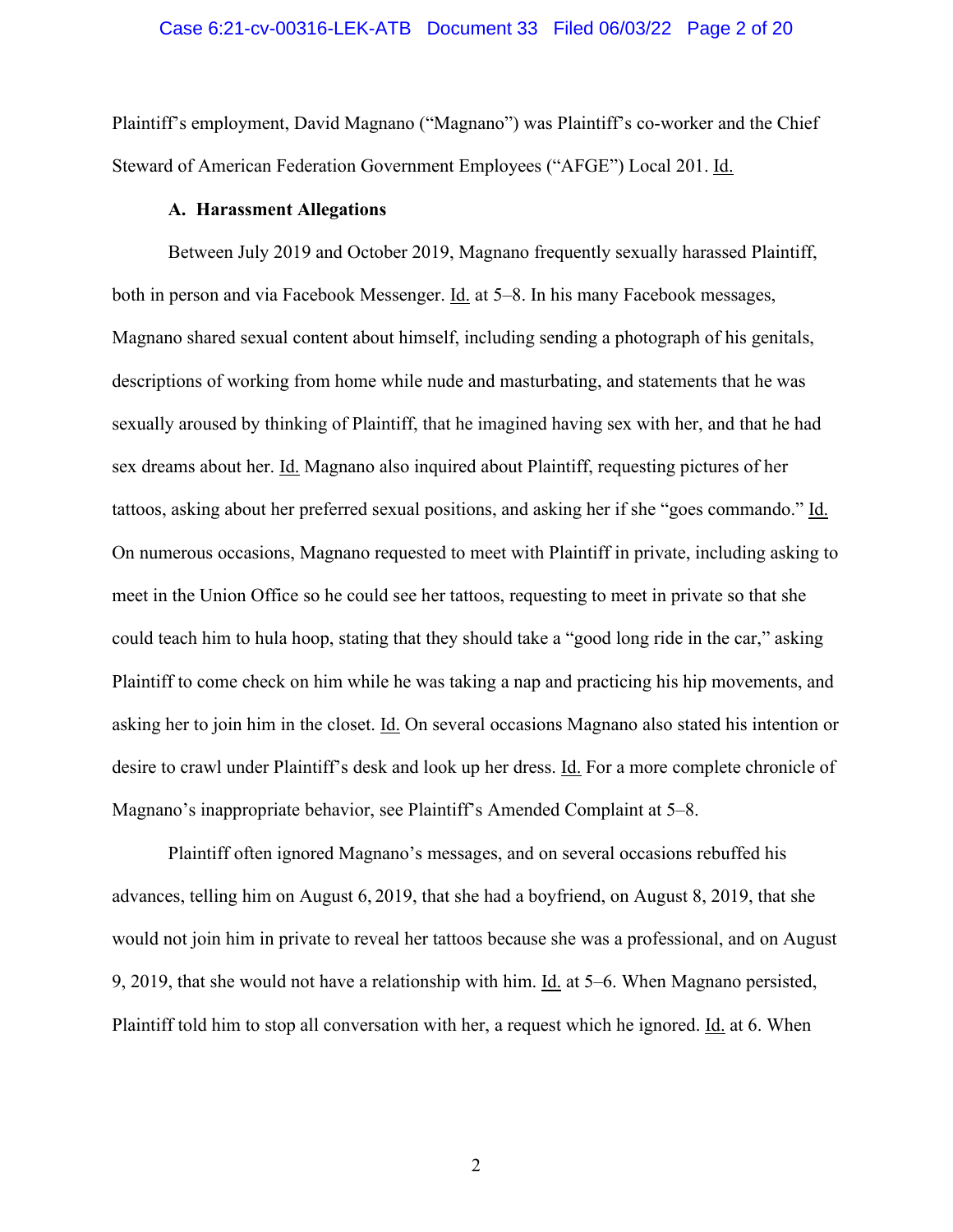Plaintiff's employment, David Magnano ("Magnano") was Plaintiff's co-worker and the Chief Steward of American Federation Government Employees ("AFGE") Local 201. Id.

### A. Harassment Allegations

Between July 2019 and October 2019, Magnano frequently sexually harassed Plaintiff, both in person and via Facebook Messenger. Id. at 5–8. In his many Facebook messages, Magnano shared sexual content about himself, including sending a photograph of his genitals, descriptions of working from home while nude and masturbating, and statements that he was sexually aroused by thinking of Plaintiff, that he imagined having sex with her, and that he had sex dreams about her. Id. Magnano also inquired about Plaintiff, requesting pictures of her tattoos, asking about her preferred sexual positions, and asking her if she "goes commando." Id. On numerous occasions, Magnano requested to meet with Plaintiff in private, including asking to meet in the Union Office so he could see her tattoos, requesting to meet in private so that she could teach him to hula hoop, stating that they should take a "good long ride in the car," asking Plaintiff to come check on him while he was taking a nap and practicing his hip movements, and asking her to join him in the closet. Id. On several occasions Magnano also stated his intention or desire to crawl under Plaintiff's desk and look up her dress. Id. For a more complete chronicle of Magnano's inappropriate behavior, see Plaintiff's Amended Complaint at 5–8.

Plaintiff often ignored Magnano's messages, and on several occasions rebuffed his advances, telling him on August 6, 2019, that she had a boyfriend, on August 8, 2019, that she would not join him in private to reveal her tattoos because she was a professional, and on August 9, 2019, that she would not have a relationship with him. Id. at 5–6. When Magnano persisted, Plaintiff told him to stop all conversation with her, a request which he ignored. Id. at 6. When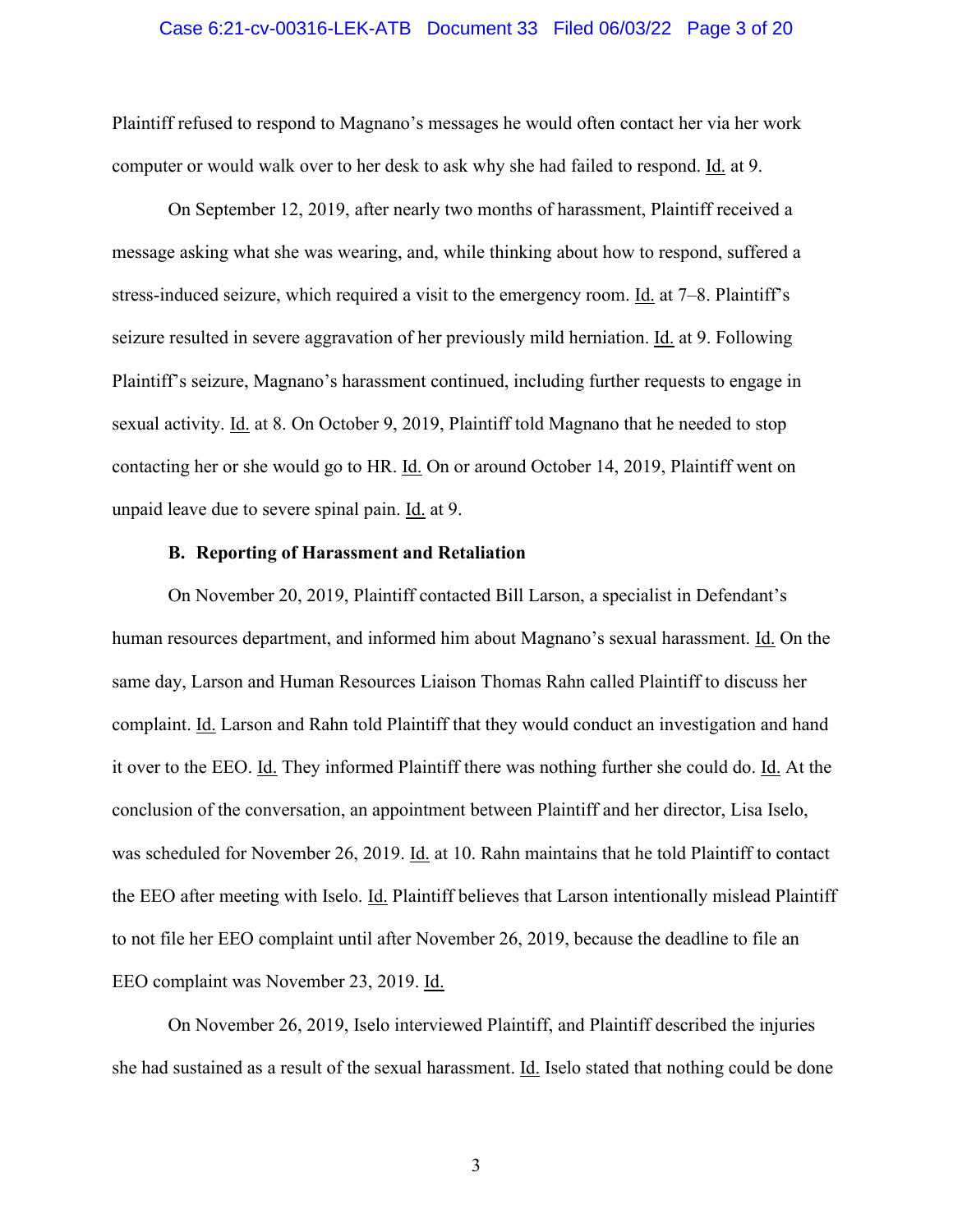Plaintiff refused to respond to Magnano's messages he would often contact her via her work computer or would walk over to her desk to ask why she had failed to respond. Id. at 9.

On September 12, 2019, after nearly two months of harassment, Plaintiff received a message asking what she was wearing, and, while thinking about how to respond, suffered a stress-induced seizure, which required a visit to the emergency room. Id. at 7–8. Plaintiff's seizure resulted in severe aggravation of her previously mild herniation. Id. at 9. Following Plaintiff's seizure, Magnano's harassment continued, including further requests to engage in sexual activity. Id. at 8. On October 9, 2019, Plaintiff told Magnano that he needed to stop contacting her or she would go to HR. Id. On or around October 14, 2019, Plaintiff went on unpaid leave due to severe spinal pain. Id. at 9.

### B. Reporting of Harassment and Retaliation

On November 20, 2019, Plaintiff contacted Bill Larson, a specialist in Defendant's human resources department, and informed him about Magnano's sexual harassment. Id. On the same day, Larson and Human Resources Liaison Thomas Rahn called Plaintiff to discuss her complaint. Id. Larson and Rahn told Plaintiff that they would conduct an investigation and hand it over to the EEO. Id. They informed Plaintiff there was nothing further she could do. Id. At the conclusion of the conversation, an appointment between Plaintiff and her director, Lisa Iselo, was scheduled for November 26, 2019. Id. at 10. Rahn maintains that he told Plaintiff to contact the EEO after meeting with Iselo. Id. Plaintiff believes that Larson intentionally mislead Plaintiff to not file her EEO complaint until after November 26, 2019, because the deadline to file an EEO complaint was November 23, 2019. Id.

On November 26, 2019, Iselo interviewed Plaintiff, and Plaintiff described the injuries she had sustained as a result of the sexual harassment. Id. Iselo stated that nothing could be done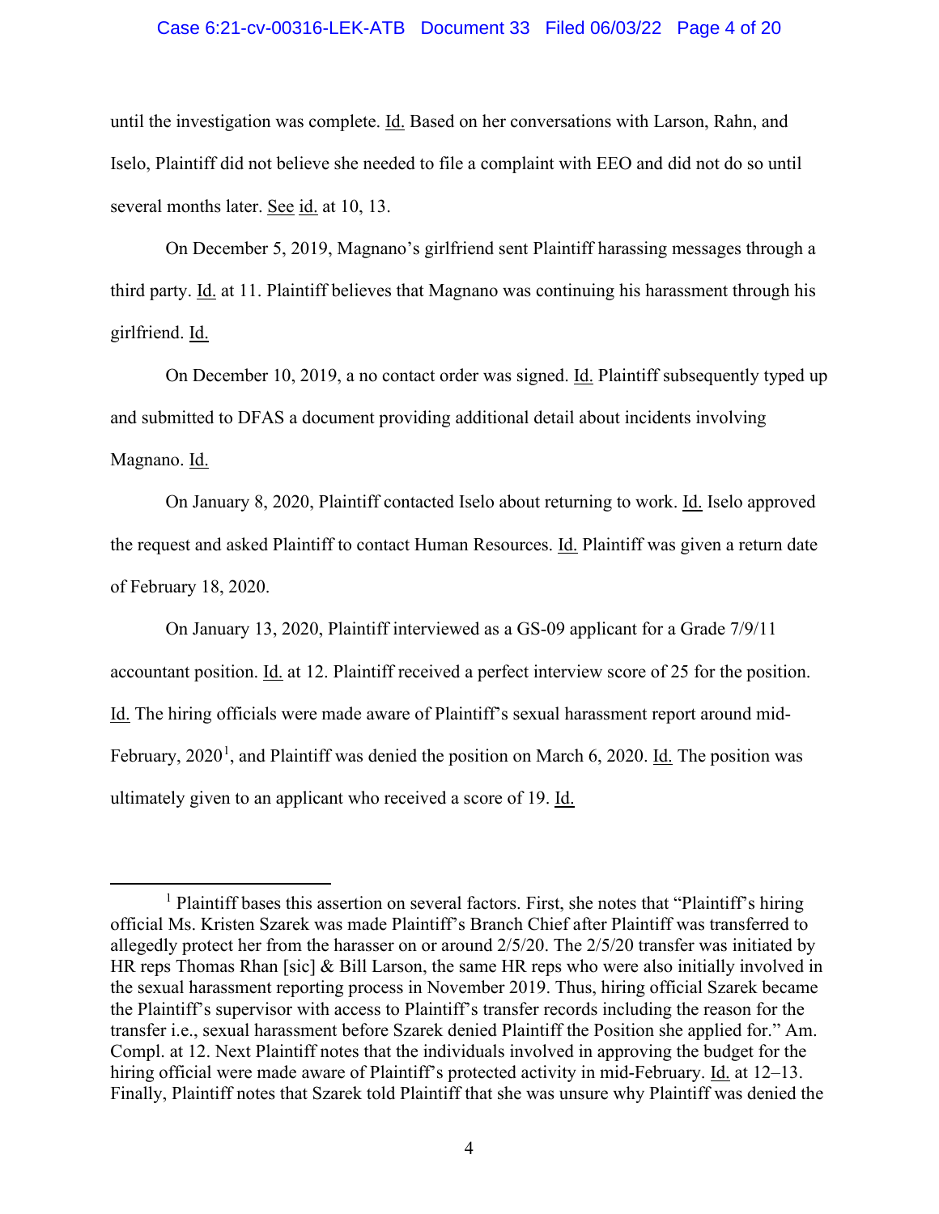until the investigation was complete. Id. Based on her conversations with Larson, Rahn, and Iselo, Plaintiff did not believe she needed to file a complaint with EEO and did not do so until several months later. See id. at 10, 13.

On December 5, 2019, Magnano's girlfriend sent Plaintiff harassing messages through a third party. Id. at 11. Plaintiff believes that Magnano was continuing his harassment through his girlfriend. Id.

On December 10, 2019, a no contact order was signed. Id. Plaintiff subsequently typed up and submitted to DFAS a document providing additional detail about incidents involving Magnano. Id.

On January 8, 2020, Plaintiff contacted Iselo about returning to work. Id. Iselo approved the request and asked Plaintiff to contact Human Resources. Id. Plaintiff was given a return date of February 18, 2020.

On January 13, 2020, Plaintiff interviewed as a GS-09 applicant for a Grade 7/9/11 accountant position. Id. at 12. Plaintiff received a perfect interview score of 25 for the position. Id. The hiring officials were made aware of Plaintiff's sexual harassment report around mid-February, 2020[1], and Plaintiff was denied the position on March 6, 2020. Id. The position was ultimately given to an applicant who received a score of 19. Id.

---

[1] Plaintiff bases this assertion on several factors. First, she notes that "Plaintiff's hiring official Ms. Kristen Szarek was made Plaintiff's Branch Chief after Plaintiff was transferred to allegedly protect her from the harasser on or around 2/5/20. The 2/5/20 transfer was initiated by HR reps Thomas Rhan [sic] & Bill Larson, the same HR reps who were also initially involved in the sexual harassment reporting process in November 2019. Thus, hiring official Szarek became the Plaintiff's supervisor with access to Plaintiff's transfer records including the reason for the transfer i.e., sexual harassment before Szarek denied Plaintiff the Position she applied for." Am. Compl. at 12. Next Plaintiff notes that the individuals involved in approving the budget for the hiring official were made aware of Plaintiff's protected activity in mid-February. Id. at 12–13. Finally, Plaintiff notes that Szarek told Plaintiff that she was unsure why Plaintiff was denied the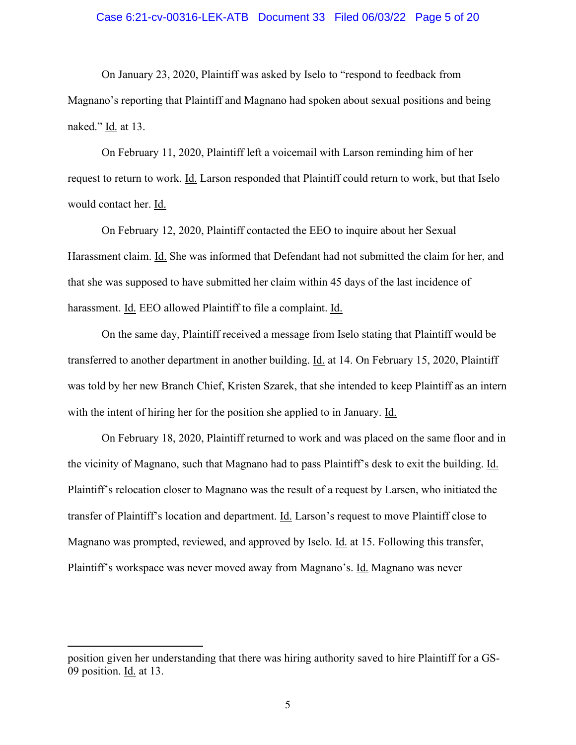On January 23, 2020, Plaintiff was asked by Iselo to "respond to feedback from Magnano's reporting that Plaintiff and Magnano had spoken about sexual positions and being naked." Id. at 13.

On February 11, 2020, Plaintiff left a voicemail with Larson reminding him of her request to return to work. Id. Larson responded that Plaintiff could return to work, but that Iselo would contact her. Id.

On February 12, 2020, Plaintiff contacted the EEO to inquire about her Sexual Harassment claim. Id. She was informed that Defendant had not submitted the claim for her, and that she was supposed to have submitted her claim within 45 days of the last incidence of harassment. Id. EEO allowed Plaintiff to file a complaint. Id.

On the same day, Plaintiff received a message from Iselo stating that Plaintiff would be transferred to another department in another building. Id. at 14. On February 15, 2020, Plaintiff was told by her new Branch Chief, Kristen Szarek, that she intended to keep Plaintiff as an intern with the intent of hiring her for the position she applied to in January. Id.

On February 18, 2020, Plaintiff returned to work and was placed on the same floor and in the vicinity of Magnano, such that Magnano had to pass Plaintiff's desk to exit the building. Id. Plaintiff's relocation closer to Magnano was the result of a request by Larsen, who initiated the transfer of Plaintiff's location and department. Id. Larson's request to move Plaintiff close to Magnano was prompted, reviewed, and approved by Iselo. Id. at 15. Following this transfer, Plaintiff's workspace was never moved away from Magnano's. Id. Magnano was never

---

position given her understanding that there was hiring authority saved to hire Plaintiff for a GS-09 position. Id. at 13.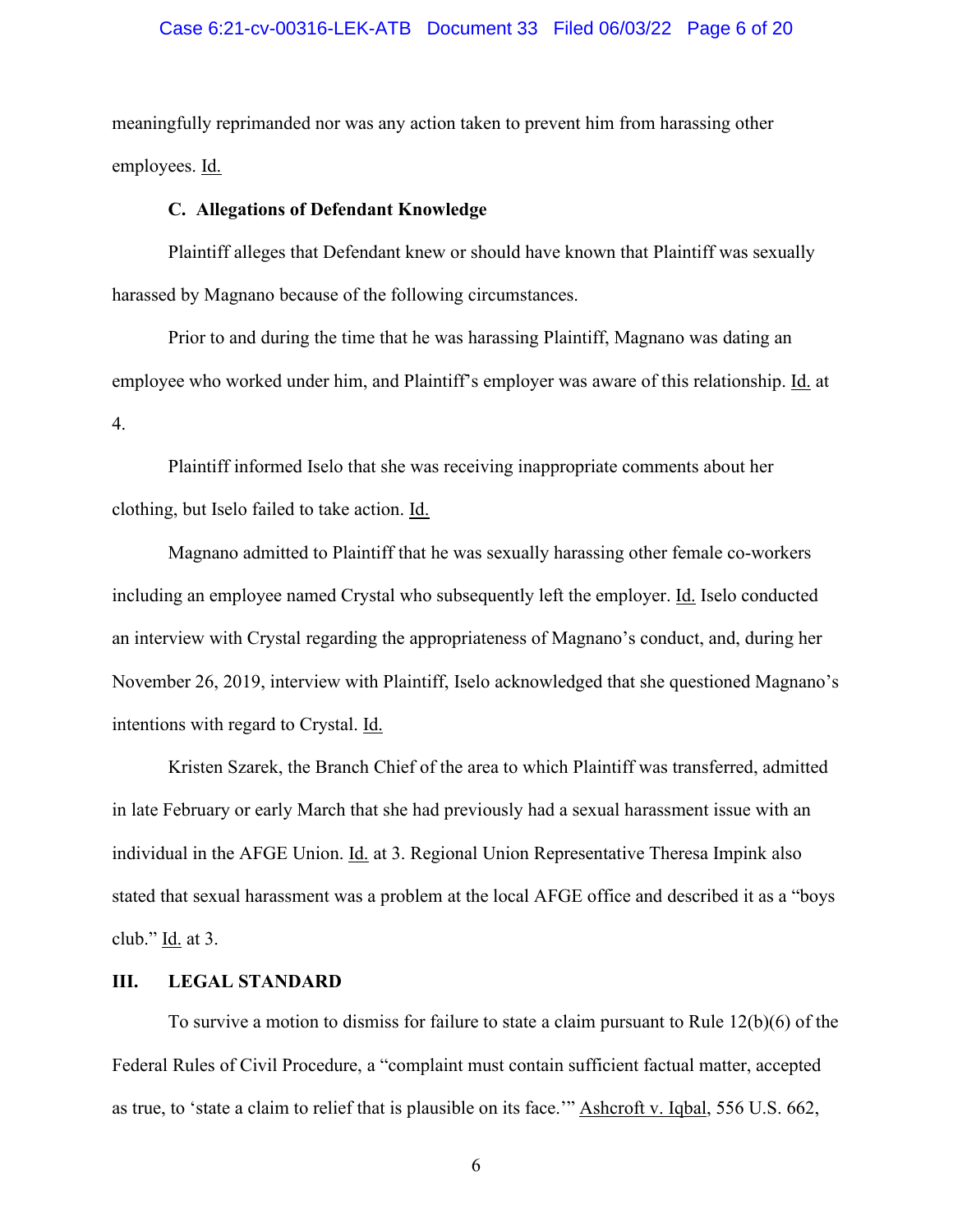meaningfully reprimanded nor was any action taken to prevent him from harassing other employees. Id.

### C. Allegations of Defendant Knowledge

Plaintiff alleges that Defendant knew or should have known that Plaintiff was sexually harassed by Magnano because of the following circumstances.

Prior to and during the time that he was harassing Plaintiff, Magnano was dating an employee who worked under him, and Plaintiff's employer was aware of this relationship. Id. at 4.

Plaintiff informed Iselo that she was receiving inappropriate comments about her clothing, but Iselo failed to take action. Id.

Magnano admitted to Plaintiff that he was sexually harassing other female co-workers including an employee named Crystal who subsequently left the employer. Id. Iselo conducted an interview with Crystal regarding the appropriateness of Magnano's conduct, and, during her November 26, 2019, interview with Plaintiff, Iselo acknowledged that she questioned Magnano's intentions with regard to Crystal. Id.

Kristen Szarek, the Branch Chief of the area to which Plaintiff was transferred, admitted in late February or early March that she had previously had a sexual harassment issue with an individual in the AFGE Union. Id. at 3. Regional Union Representative Theresa Impink also stated that sexual harassment was a problem at the local AFGE office and described it as a "boys club." Id. at 3.

## III. LEGAL STANDARD

To survive a motion to dismiss for failure to state a claim pursuant to Rule 12(b)(6) of the Federal Rules of Civil Procedure, a "complaint must contain sufficient factual matter, accepted as true, to 'state a claim to relief that is plausible on its face.'" Ashcroft v. Iqbal, 556 U.S. 662,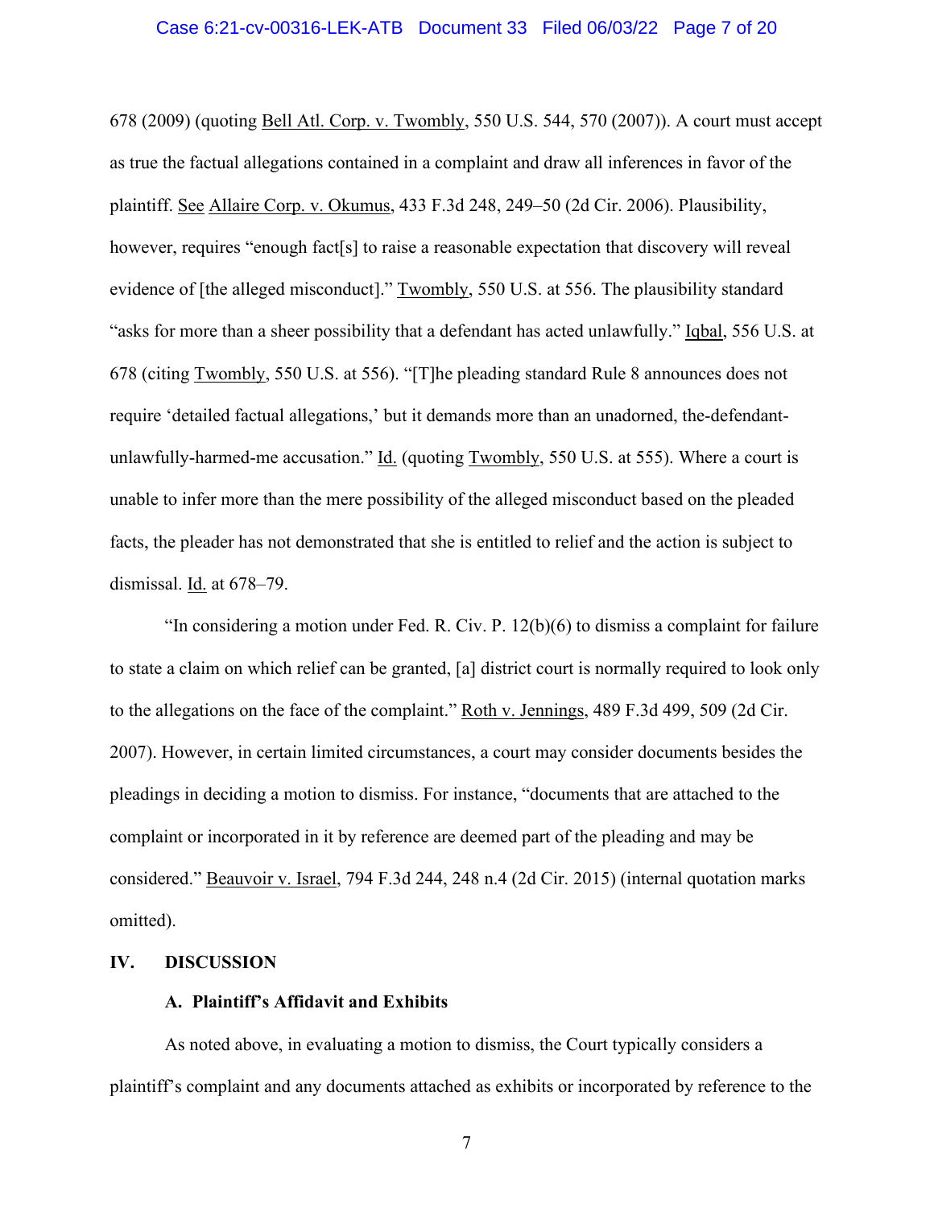678 (2009) (quoting Bell Atl. Corp. v. Twombly, 550 U.S. 544, 570 (2007)). A court must accept as true the factual allegations contained in a complaint and draw all inferences in favor of the plaintiff. See Allaire Corp. v. Okumus, 433 F.3d 248, 249–50 (2d Cir. 2006). Plausibility, however, requires "enough fact[s] to raise a reasonable expectation that discovery will reveal evidence of [the alleged misconduct]." Twombly, 550 U.S. at 556. The plausibility standard "asks for more than a sheer possibility that a defendant has acted unlawfully." Iqbal, 556 U.S. at 678 (citing Twombly, 550 U.S. at 556). "[T]he pleading standard Rule 8 announces does not require 'detailed factual allegations,' but it demands more than an unadorned, the-defendant-unlawfully-harmed-me accusation." Id. (quoting Twombly, 550 U.S. at 555). Where a court is unable to infer more than the mere possibility of the alleged misconduct based on the pleaded facts, the pleader has not demonstrated that she is entitled to relief and the action is subject to dismissal. Id. at 678–79.

"In considering a motion under Fed. R. Civ. P. 12(b)(6) to dismiss a complaint for failure to state a claim on which relief can be granted, [a] district court is normally required to look only to the allegations on the face of the complaint." Roth v. Jennings, 489 F.3d 499, 509 (2d Cir. 2007). However, in certain limited circumstances, a court may consider documents besides the pleadings in deciding a motion to dismiss. For instance, "documents that are attached to the complaint or incorporated in it by reference are deemed part of the pleading and may be considered." Beauvoir v. Israel, 794 F.3d 244, 248 n.4 (2d Cir. 2015) (internal quotation marks omitted).

## IV. DISCUSSION

### A. Plaintiff's Affidavit and Exhibits

As noted above, in evaluating a motion to dismiss, the Court typically considers a plaintiff's complaint and any documents attached as exhibits or incorporated by reference to the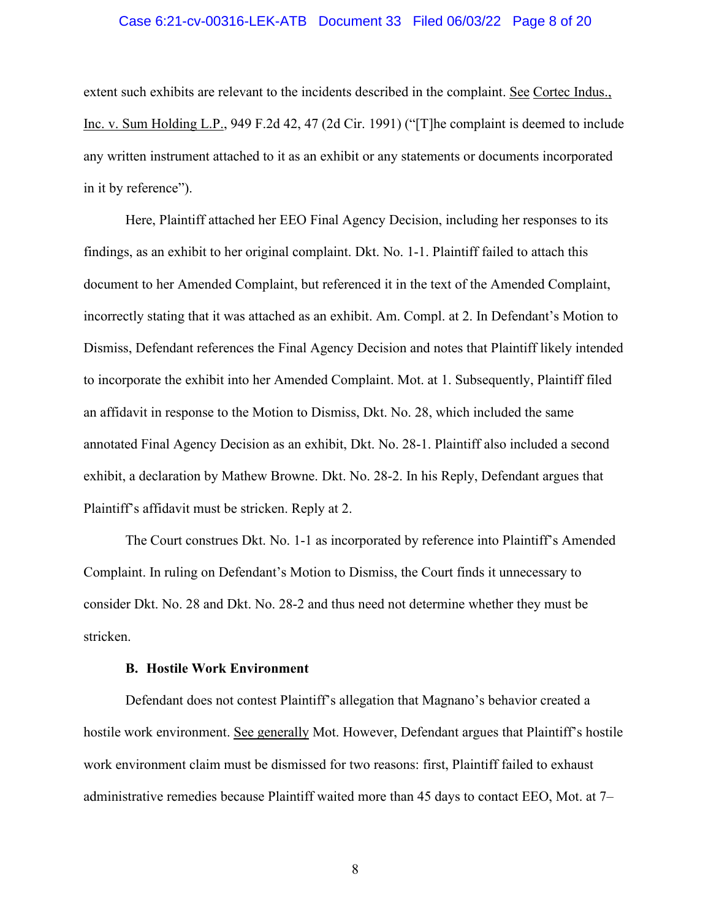extent such exhibits are relevant to the incidents described in the complaint. See Cortec Indus., Inc. v. Sum Holding L.P., 949 F.2d 42, 47 (2d Cir. 1991) ("[T]he complaint is deemed to include any written instrument attached to it as an exhibit or any statements or documents incorporated in it by reference").

Here, Plaintiff attached her EEO Final Agency Decision, including her responses to its findings, as an exhibit to her original complaint. Dkt. No. 1-1. Plaintiff failed to attach this document to her Amended Complaint, but referenced it in the text of the Amended Complaint, incorrectly stating that it was attached as an exhibit. Am. Compl. at 2. In Defendant's Motion to Dismiss, Defendant references the Final Agency Decision and notes that Plaintiff likely intended to incorporate the exhibit into her Amended Complaint. Mot. at 1. Subsequently, Plaintiff filed an affidavit in response to the Motion to Dismiss, Dkt. No. 28, which included the same annotated Final Agency Decision as an exhibit, Dkt. No. 28-1. Plaintiff also included a second exhibit, a declaration by Mathew Browne. Dkt. No. 28-2. In his Reply, Defendant argues that Plaintiff's affidavit must be stricken. Reply at 2.

The Court construes Dkt. No. 1-1 as incorporated by reference into Plaintiff's Amended Complaint. In ruling on Defendant's Motion to Dismiss, the Court finds it unnecessary to consider Dkt. No. 28 and Dkt. No. 28-2 and thus need not determine whether they must be stricken.

### B. Hostile Work Environment

Defendant does not contest Plaintiff's allegation that Magnano's behavior created a hostile work environment. See generally Mot. However, Defendant argues that Plaintiff's hostile work environment claim must be dismissed for two reasons: first, Plaintiff failed to exhaust administrative remedies because Plaintiff waited more than 45 days to contact EEO, Mot. at 7–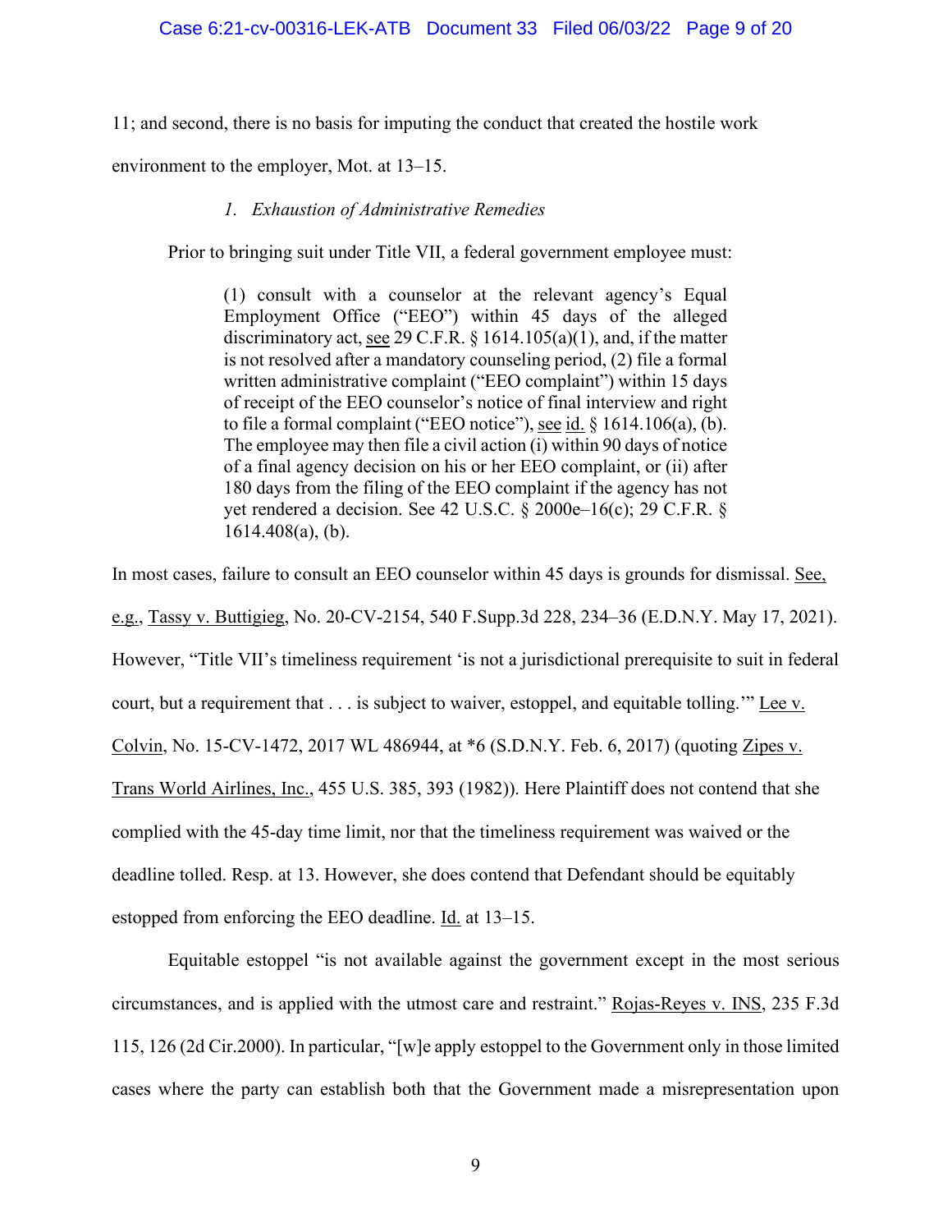11; and second, there is no basis for imputing the conduct that created the hostile work environment to the employer, Mot. at 13–15.

*1. Exhaustion of Administrative Remedies*

Prior to bringing suit under Title VII, a federal government employee must:

> (1) consult with a counselor at the relevant agency's Equal Employment Office ("EEO") within 45 days of the alleged discriminatory act, see 29 C.F.R. § 1614.105(a)(1), and, if the matter is not resolved after a mandatory counseling period, (2) file a formal written administrative complaint ("EEO complaint") within 15 days of receipt of the EEO counselor's notice of final interview and right to file a formal complaint ("EEO notice"), see id. § 1614.106(a), (b). The employee may then file a civil action (i) within 90 days of notice of a final agency decision on his or her EEO complaint, or (ii) after 180 days from the filing of the EEO complaint if the agency has not yet rendered a decision. See 42 U.S.C. § 2000e–16(c); 29 C.F.R. § 1614.408(a), (b).

In most cases, failure to consult an EEO counselor within 45 days is grounds for dismissal. See, e.g., Tassy v. Buttigieg, No. 20-CV-2154, 540 F.Supp.3d 228, 234–36 (E.D.N.Y. May 17, 2021). However, "Title VII's timeliness requirement 'is not a jurisdictional prerequisite to suit in federal court, but a requirement that . . . is subject to waiver, estoppel, and equitable tolling.'" Lee v. Colvin, No. 15-CV-1472, 2017 WL 486944, at *6 (S.D.N.Y. Feb. 6, 2017) (quoting Zipes v. Trans World Airlines, Inc., 455 U.S. 385, 393 (1982)). Here Plaintiff does not contend that she complied with the 45-day time limit, nor that the timeliness requirement was waived or the deadline tolled. Resp. at 13. However, she does contend that Defendant should be equitably estopped from enforcing the EEO deadline. Id. at 13–15.

Equitable estoppel "is not available against the government except in the most serious circumstances, and is applied with the utmost care and restraint." Rojas-Reyes v. INS, 235 F.3d 115, 126 (2d Cir.2000). In particular, "[w]e apply estoppel to the Government only in those limited cases where the party can establish both that the Government made a misrepresentation upon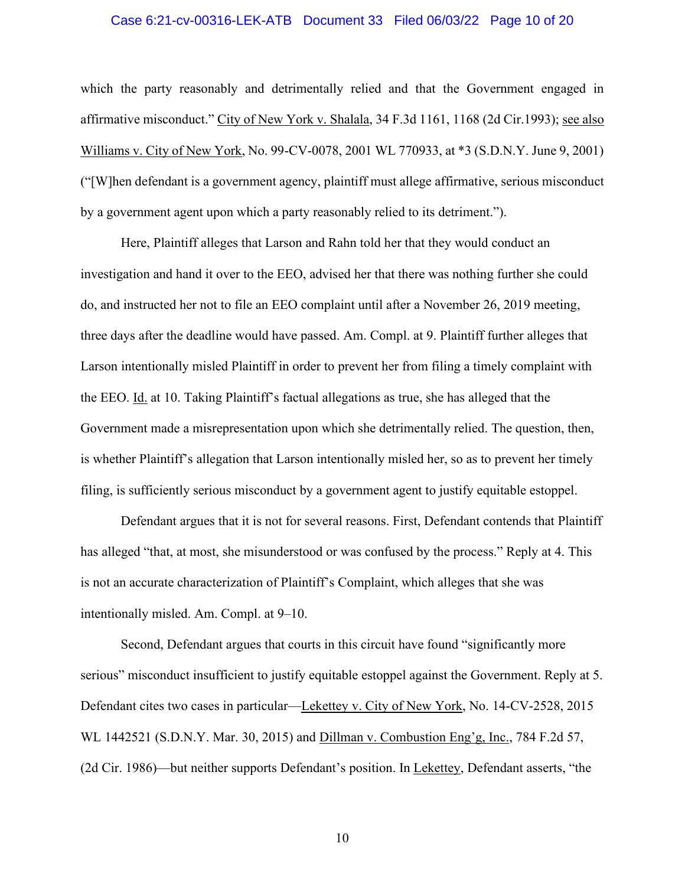which the party reasonably and detrimentally relied and that the Government engaged in affirmative misconduct." City of New York v. Shalala, 34 F.3d 1161, 1168 (2d Cir.1993); see also Williams v. City of New York, No. 99-CV-0078, 2001 WL 770933, at *3 (S.D.N.Y. June 9, 2001) ("[W]hen defendant is a government agency, plaintiff must allege affirmative, serious misconduct by a government agent upon which a party reasonably relied to its detriment.").

Here, Plaintiff alleges that Larson and Rahn told her that they would conduct an investigation and hand it over to the EEO, advised her that there was nothing further she could do, and instructed her not to file an EEO complaint until after a November 26, 2019 meeting, three days after the deadline would have passed. Am. Compl. at 9. Plaintiff further alleges that Larson intentionally misled Plaintiff in order to prevent her from filing a timely complaint with the EEO. Id. at 10. Taking Plaintiff's factual allegations as true, she has alleged that the Government made a misrepresentation upon which she detrimentally relied. The question, then, is whether Plaintiff's allegation that Larson intentionally misled her, so as to prevent her timely filing, is sufficiently serious misconduct by a government agent to justify equitable estoppel.

Defendant argues that it is not for several reasons. First, Defendant contends that Plaintiff has alleged "that, at most, she misunderstood or was confused by the process." Reply at 4. This is not an accurate characterization of Plaintiff's Complaint, which alleges that she was intentionally misled. Am. Compl. at 9–10.

Second, Defendant argues that courts in this circuit have found "significantly more serious" misconduct insufficient to justify equitable estoppel against the Government. Reply at 5. Defendant cites two cases in particular—Lekettey v. City of New York, No. 14-CV-2528, 2015 WL 1442521 (S.D.N.Y. Mar. 30, 2015) and Dillman v. Combustion Eng'g, Inc., 784 F.2d 57, (2d Cir. 1986)—but neither supports Defendant's position. In Lekettey, Defendant asserts, "the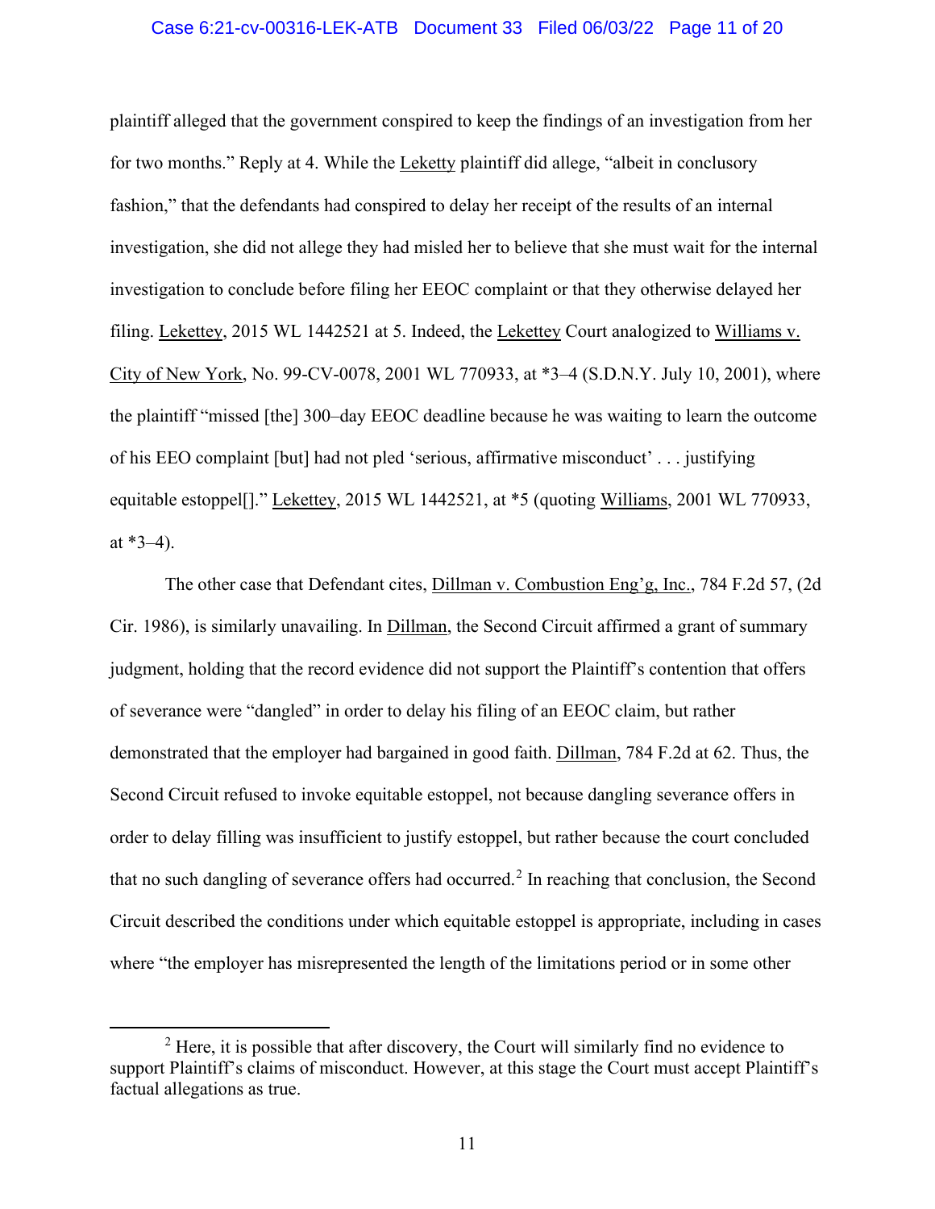plaintiff alleged that the government conspired to keep the findings of an investigation from her for two months." Reply at 4. While the Leketty plaintiff did allege, "albeit in conclusory fashion," that the defendants had conspired to delay her receipt of the results of an internal investigation, she did not allege they had misled her to believe that she must wait for the internal investigation to conclude before filing her EEOC complaint or that they otherwise delayed her filing. Lekettey, 2015 WL 1442521 at 5. Indeed, the Lekettey Court analogized to Williams v. City of New York, No. 99-CV-0078, 2001 WL 770933, at *3–4 (S.D.N.Y. July 10, 2001), where the plaintiff "missed [the] 300–day EEOC deadline because he was waiting to learn the outcome of his EEO complaint [but] had not pled 'serious, affirmative misconduct' . . . justifying equitable estoppel[]." Lekettey, 2015 WL 1442521, at *5 (quoting Williams, 2001 WL 770933, at *3–4).

The other case that Defendant cites, Dillman v. Combustion Eng'g, Inc., 784 F.2d 57, (2d Cir. 1986), is similarly unavailing. In Dillman, the Second Circuit affirmed a grant of summary judgment, holding that the record evidence did not support the Plaintiff's contention that offers of severance were "dangled" in order to delay his filing of an EEOC claim, but rather demonstrated that the employer had bargained in good faith. Dillman, 784 F.2d at 62. Thus, the Second Circuit refused to invoke equitable estoppel, not because dangling severance offers in order to delay filling was insufficient to justify estoppel, but rather because the court concluded that no such dangling of severance offers had occurred.[2] In reaching that conclusion, the Second Circuit described the conditions under which equitable estoppel is appropriate, including in cases where "the employer has misrepresented the length of the limitations period or in some other

[2] Here, it is possible that after discovery, the Court will similarly find no evidence to support Plaintiff's claims of misconduct. However, at this stage the Court must accept Plaintiff's factual allegations as true.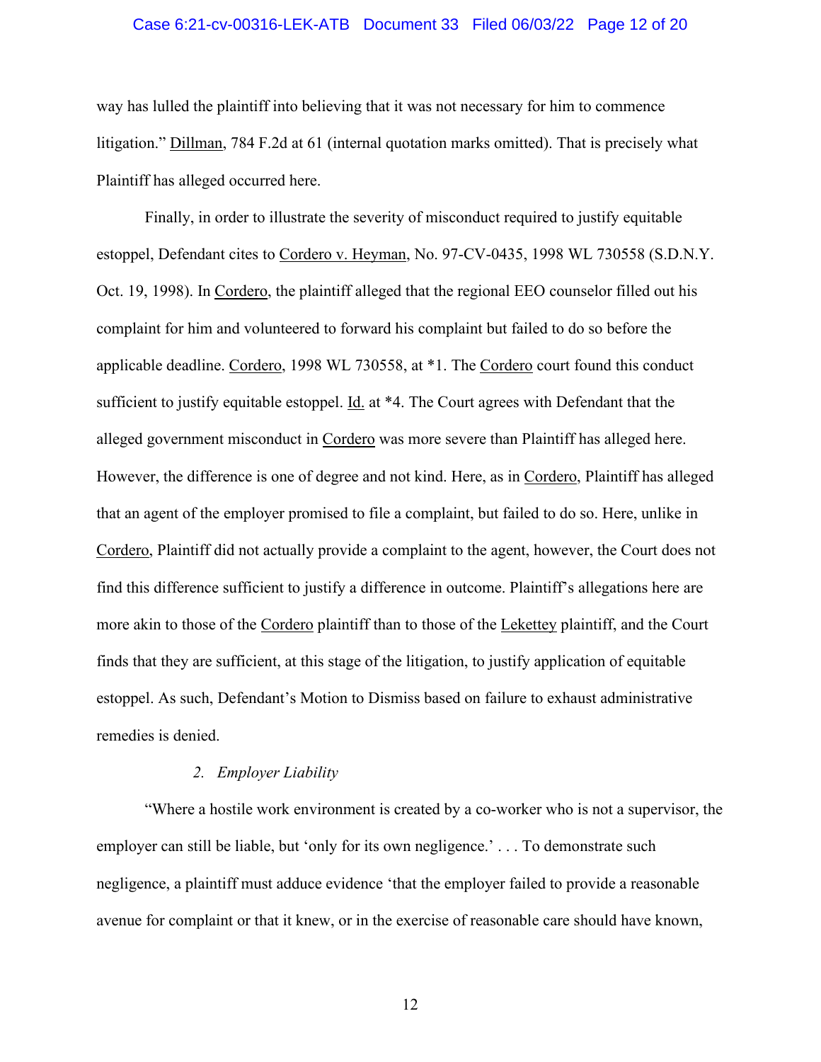way has lulled the plaintiff into believing that it was not necessary for him to commence litigation." Dillman, 784 F.2d at 61 (internal quotation marks omitted). That is precisely what Plaintiff has alleged occurred here.

Finally, in order to illustrate the severity of misconduct required to justify equitable estoppel, Defendant cites to Cordero v. Heyman, No. 97-CV-0435, 1998 WL 730558 (S.D.N.Y. Oct. 19, 1998). In Cordero, the plaintiff alleged that the regional EEO counselor filled out his complaint for him and volunteered to forward his complaint but failed to do so before the applicable deadline. Cordero, 1998 WL 730558, at *1. The Cordero court found this conduct sufficient to justify equitable estoppel. Id. at *4. The Court agrees with Defendant that the alleged government misconduct in Cordero was more severe than Plaintiff has alleged here. However, the difference is one of degree and not kind. Here, as in Cordero, Plaintiff has alleged that an agent of the employer promised to file a complaint, but failed to do so. Here, unlike in Cordero, Plaintiff did not actually provide a complaint to the agent, however, the Court does not find this difference sufficient to justify a difference in outcome. Plaintiff's allegations here are more akin to those of the Cordero plaintiff than to those of the Lekettey plaintiff, and the Court finds that they are sufficient, at this stage of the litigation, to justify application of equitable estoppel. As such, Defendant's Motion to Dismiss based on failure to exhaust administrative remedies is denied.

### *2. Employer Liability*

"Where a hostile work environment is created by a co-worker who is not a supervisor, the employer can still be liable, but 'only for its own negligence.' . . . To demonstrate such negligence, a plaintiff must adduce evidence 'that the employer failed to provide a reasonable avenue for complaint or that it knew, or in the exercise of reasonable care should have known,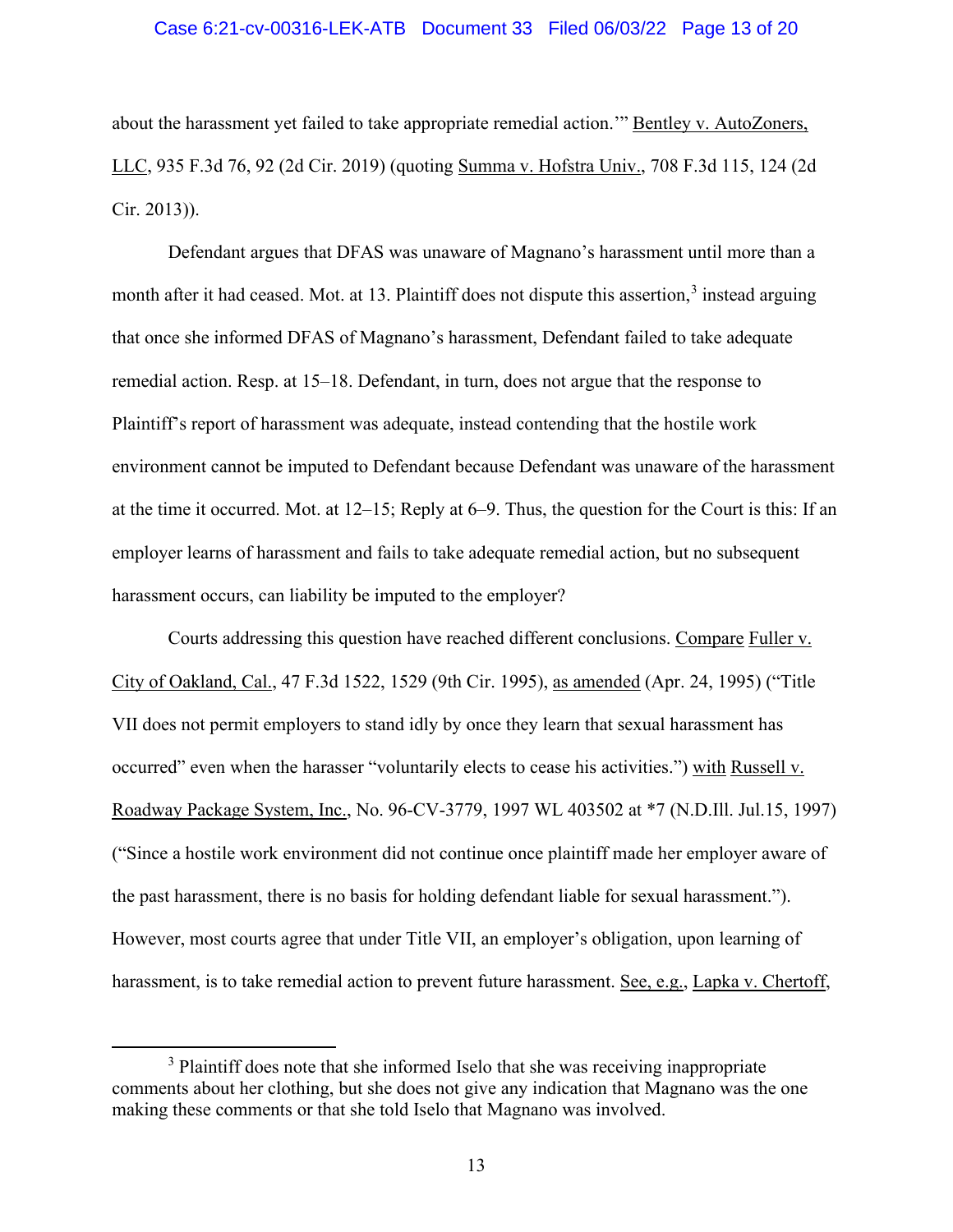about the harassment yet failed to take appropriate remedial action.'" Bentley v. AutoZoners, LLC, 935 F.3d 76, 92 (2d Cir. 2019) (quoting Summa v. Hofstra Univ., 708 F.3d 115, 124 (2d Cir. 2013)).

Defendant argues that DFAS was unaware of Magnano's harassment until more than a month after it had ceased. Mot. at 13. Plaintiff does not dispute this assertion,[3] instead arguing that once she informed DFAS of Magnano's harassment, Defendant failed to take adequate remedial action. Resp. at 15–18. Defendant, in turn, does not argue that the response to Plaintiff's report of harassment was adequate, instead contending that the hostile work environment cannot be imputed to Defendant because Defendant was unaware of the harassment at the time it occurred. Mot. at 12–15; Reply at 6–9. Thus, the question for the Court is this: If an employer learns of harassment and fails to take adequate remedial action, but no subsequent harassment occurs, can liability be imputed to the employer?

Courts addressing this question have reached different conclusions. Compare Fuller v. City of Oakland, Cal., 47 F.3d 1522, 1529 (9th Cir. 1995), as amended (Apr. 24, 1995) ("Title VII does not permit employers to stand idly by once they learn that sexual harassment has occurred" even when the harasser "voluntarily elects to cease his activities.") with Russell v. Roadway Package System, Inc., No. 96-CV-3779, 1997 WL 403502 at *7 (N.D.Ill. Jul.15, 1997) ("Since a hostile work environment did not continue once plaintiff made her employer aware of the past harassment, there is no basis for holding defendant liable for sexual harassment."). However, most courts agree that under Title VII, an employer's obligation, upon learning of harassment, is to take remedial action to prevent future harassment. See, e.g., Lapka v. Chertoff,

[3] Plaintiff does note that she informed Iselo that she was receiving inappropriate comments about her clothing, but she does not give any indication that Magnano was the one making these comments or that she told Iselo that Magnano was involved.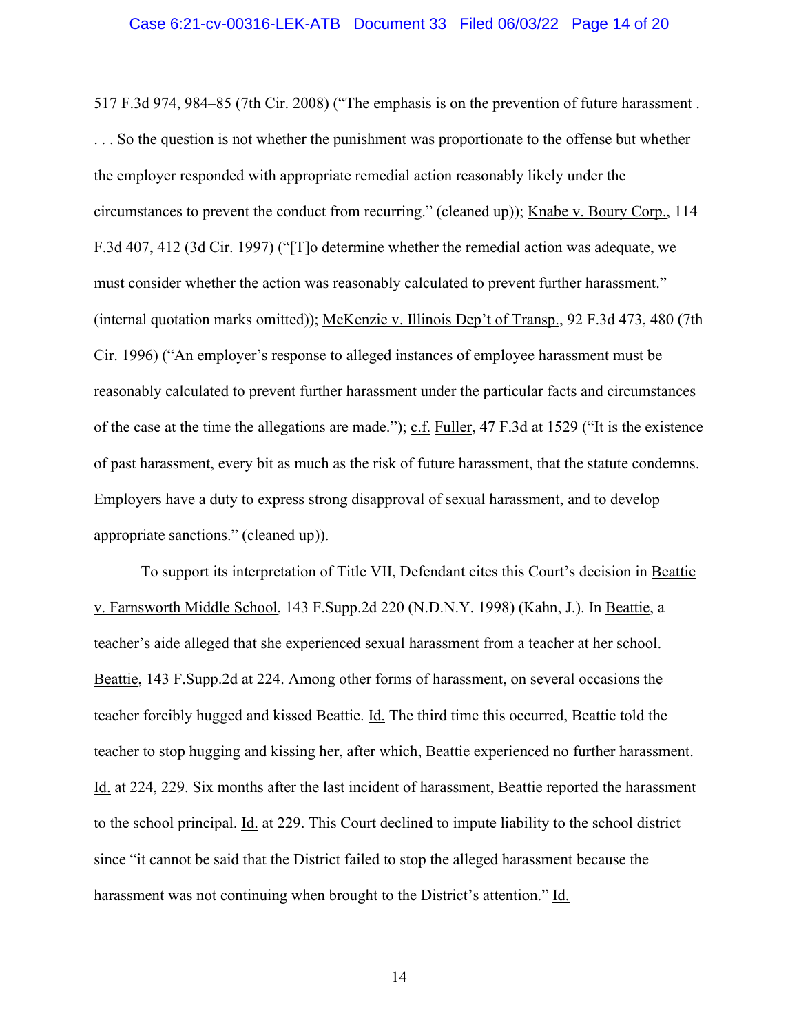517 F.3d 974, 984–85 (7th Cir. 2008) ("The emphasis is on the prevention of future harassment . . . . So the question is not whether the punishment was proportionate to the offense but whether the employer responded with appropriate remedial action reasonably likely under the circumstances to prevent the conduct from recurring." (cleaned up)); Knabe v. Boury Corp., 114 F.3d 407, 412 (3d Cir. 1997) ("[T]o determine whether the remedial action was adequate, we must consider whether the action was reasonably calculated to prevent further harassment." (internal quotation marks omitted)); McKenzie v. Illinois Dep't of Transp., 92 F.3d 473, 480 (7th Cir. 1996) ("An employer's response to alleged instances of employee harassment must be reasonably calculated to prevent further harassment under the particular facts and circumstances of the case at the time the allegations are made."); c.f. Fuller, 47 F.3d at 1529 ("It is the existence of past harassment, every bit as much as the risk of future harassment, that the statute condemns. Employers have a duty to express strong disapproval of sexual harassment, and to develop appropriate sanctions." (cleaned up)).

To support its interpretation of Title VII, Defendant cites this Court's decision in Beattie v. Farnsworth Middle School, 143 F.Supp.2d 220 (N.D.N.Y. 1998) (Kahn, J.). In Beattie, a teacher's aide alleged that she experienced sexual harassment from a teacher at her school. Beattie, 143 F.Supp.2d at 224. Among other forms of harassment, on several occasions the teacher forcibly hugged and kissed Beattie. Id. The third time this occurred, Beattie told the teacher to stop hugging and kissing her, after which, Beattie experienced no further harassment. Id. at 224, 229. Six months after the last incident of harassment, Beattie reported the harassment to the school principal. Id. at 229. This Court declined to impute liability to the school district since "it cannot be said that the District failed to stop the alleged harassment because the harassment was not continuing when brought to the District's attention." Id.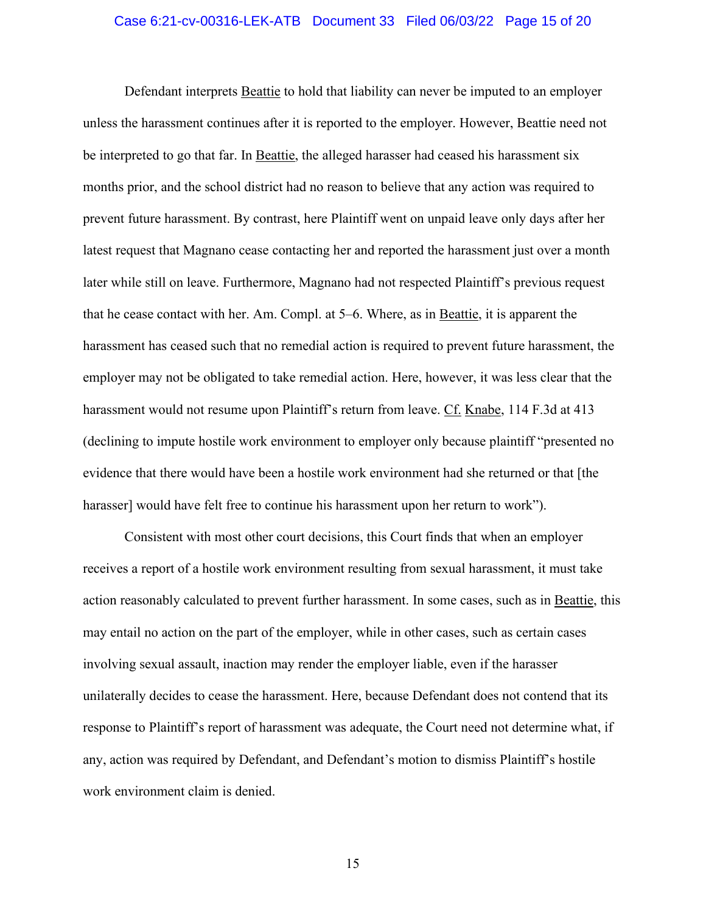Defendant interprets Beattie to hold that liability can never be imputed to an employer unless the harassment continues after it is reported to the employer. However, Beattie need not be interpreted to go that far. In Beattie, the alleged harasser had ceased his harassment six months prior, and the school district had no reason to believe that any action was required to prevent future harassment. By contrast, here Plaintiff went on unpaid leave only days after her latest request that Magnano cease contacting her and reported the harassment just over a month later while still on leave. Furthermore, Magnano had not respected Plaintiff's previous request that he cease contact with her. Am. Compl. at 5–6. Where, as in Beattie, it is apparent the harassment has ceased such that no remedial action is required to prevent future harassment, the employer may not be obligated to take remedial action. Here, however, it was less clear that the harassment would not resume upon Plaintiff's return from leave. Cf. Knabe, 114 F.3d at 413 (declining to impute hostile work environment to employer only because plaintiff "presented no evidence that there would have been a hostile work environment had she returned or that [the harasser] would have felt free to continue his harassment upon her return to work").

Consistent with most other court decisions, this Court finds that when an employer receives a report of a hostile work environment resulting from sexual harassment, it must take action reasonably calculated to prevent further harassment. In some cases, such as in Beattie, this may entail no action on the part of the employer, while in other cases, such as certain cases involving sexual assault, inaction may render the employer liable, even if the harasser unilaterally decides to cease the harassment. Here, because Defendant does not contend that its response to Plaintiff's report of harassment was adequate, the Court need not determine what, if any, action was required by Defendant, and Defendant's motion to dismiss Plaintiff's hostile work environment claim is denied.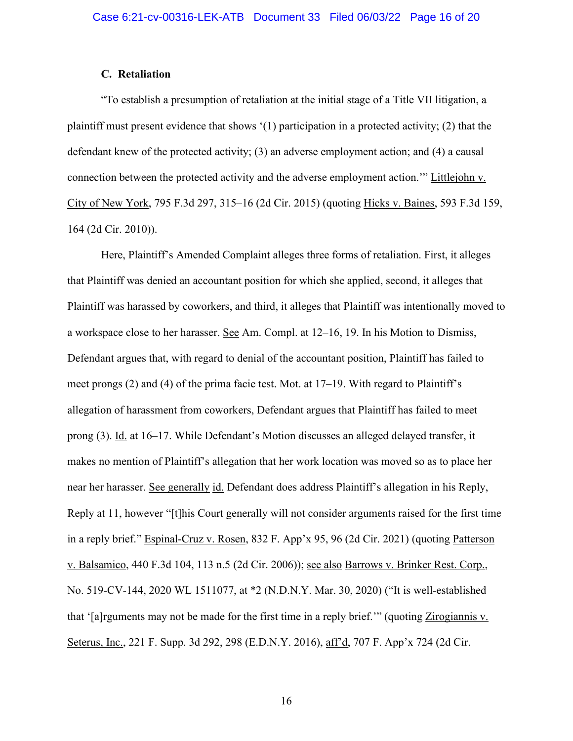### C. Retaliation

"To establish a presumption of retaliation at the initial stage of a Title VII litigation, a plaintiff must present evidence that shows '(1) participation in a protected activity; (2) that the defendant knew of the protected activity; (3) an adverse employment action; and (4) a causal connection between the protected activity and the adverse employment action.'" Littlejohn v. City of New York, 795 F.3d 297, 315–16 (2d Cir. 2015) (quoting Hicks v. Baines, 593 F.3d 159, 164 (2d Cir. 2010)).

Here, Plaintiff's Amended Complaint alleges three forms of retaliation. First, it alleges that Plaintiff was denied an accountant position for which she applied, second, it alleges that Plaintiff was harassed by coworkers, and third, it alleges that Plaintiff was intentionally moved to a workspace close to her harasser. See Am. Compl. at 12–16, 19. In his Motion to Dismiss, Defendant argues that, with regard to denial of the accountant position, Plaintiff has failed to meet prongs (2) and (4) of the prima facie test. Mot. at 17–19. With regard to Plaintiff's allegation of harassment from coworkers, Defendant argues that Plaintiff has failed to meet prong (3). Id. at 16–17. While Defendant's Motion discusses an alleged delayed transfer, it makes no mention of Plaintiff's allegation that her work location was moved so as to place her near her harasser. See generally id. Defendant does address Plaintiff's allegation in his Reply, Reply at 11, however "[t]his Court generally will not consider arguments raised for the first time in a reply brief." Espinal-Cruz v. Rosen, 832 F. App'x 95, 96 (2d Cir. 2021) (quoting Patterson v. Balsamico, 440 F.3d 104, 113 n.5 (2d Cir. 2006)); see also Barrows v. Brinker Rest. Corp., No. 519-CV-144, 2020 WL 1511077, at *2 (N.D.N.Y. Mar. 30, 2020) ("It is well-established that '[a]rguments may not be made for the first time in a reply brief.'" (quoting Zirogiannis v. Seterus, Inc., 221 F. Supp. 3d 292, 298 (E.D.N.Y. 2016), aff'd, 707 F. App'x 724 (2d Cir.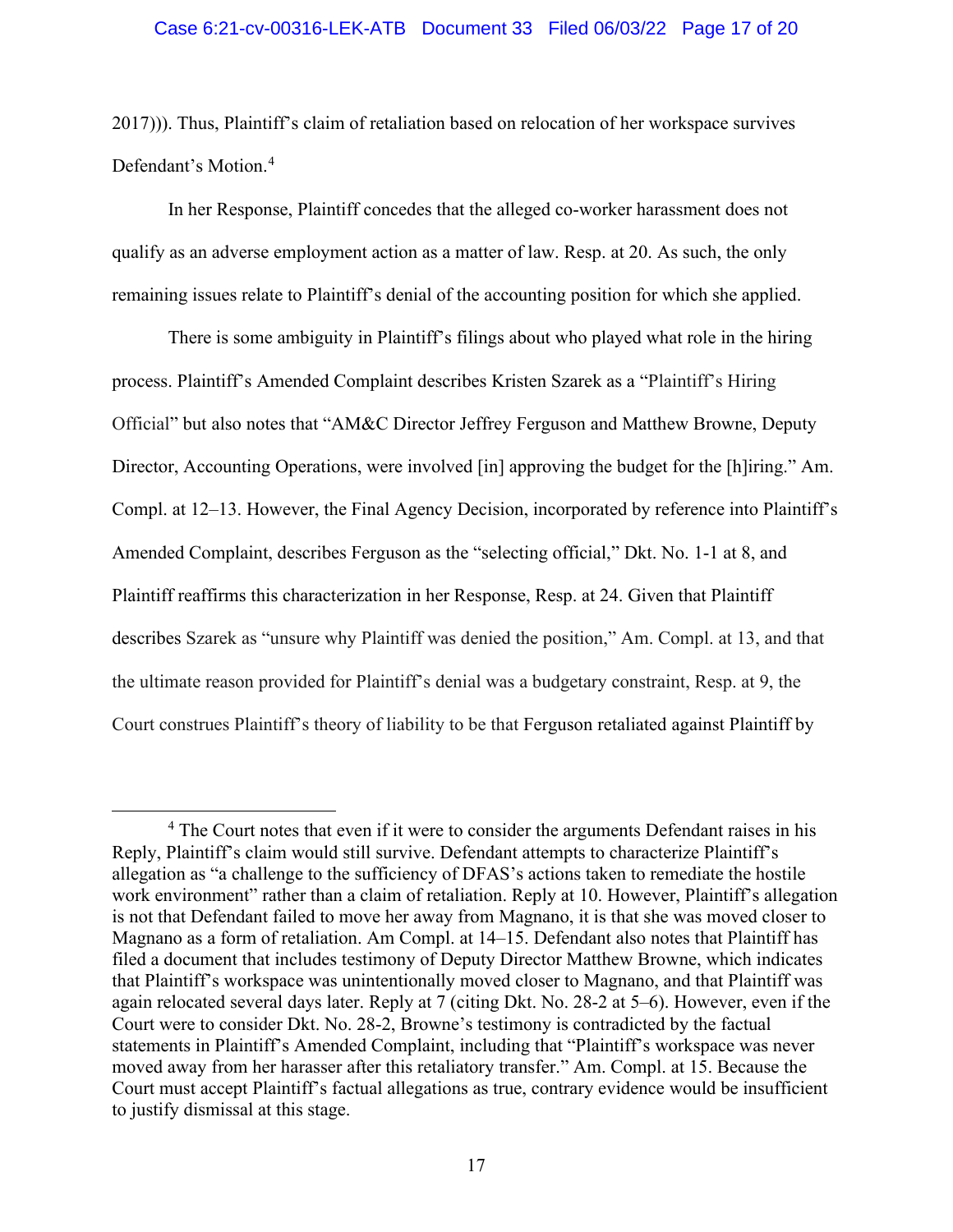2017))). Thus, Plaintiff's claim of retaliation based on relocation of her workspace survives Defendant's Motion.[4]

In her Response, Plaintiff concedes that the alleged co-worker harassment does not qualify as an adverse employment action as a matter of law. Resp. at 20. As such, the only remaining issues relate to Plaintiff's denial of the accounting position for which she applied.

There is some ambiguity in Plaintiff's filings about who played what role in the hiring process. Plaintiff's Amended Complaint describes Kristen Szarek as a "Plaintiff's Hiring Official" but also notes that "AM&C Director Jeffrey Ferguson and Matthew Browne, Deputy Director, Accounting Operations, were involved [in] approving the budget for the [h]iring." Am. Compl. at 12–13. However, the Final Agency Decision, incorporated by reference into Plaintiff's Amended Complaint, describes Ferguson as the "selecting official," Dkt. No. 1-1 at 8, and Plaintiff reaffirms this characterization in her Response, Resp. at 24. Given that Plaintiff describes Szarek as "unsure why Plaintiff was denied the position," Am. Compl. at 13, and that the ultimate reason provided for Plaintiff's denial was a budgetary constraint, Resp. at 9, the Court construes Plaintiff's theory of liability to be that Ferguson retaliated against Plaintiff by

---

[4] The Court notes that even if it were to consider the arguments Defendant raises in his Reply, Plaintiff's claim would still survive. Defendant attempts to characterize Plaintiff's allegation as "a challenge to the sufficiency of DFAS's actions taken to remediate the hostile work environment" rather than a claim of retaliation. Reply at 10. However, Plaintiff's allegation is not that Defendant failed to move her away from Magnano, it is that she was moved closer to Magnano as a form of retaliation. Am Compl. at 14–15. Defendant also notes that Plaintiff has filed a document that includes testimony of Deputy Director Matthew Browne, which indicates that Plaintiff's workspace was unintentionally moved closer to Magnano, and that Plaintiff was again relocated several days later. Reply at 7 (citing Dkt. No. 28-2 at 5–6). However, even if the Court were to consider Dkt. No. 28-2, Browne's testimony is contradicted by the factual statements in Plaintiff's Amended Complaint, including that "Plaintiff's workspace was never moved away from her harasser after this retaliatory transfer." Am. Compl. at 15. Because the Court must accept Plaintiff's factual allegations as true, contrary evidence would be insufficient to justify dismissal at this stage.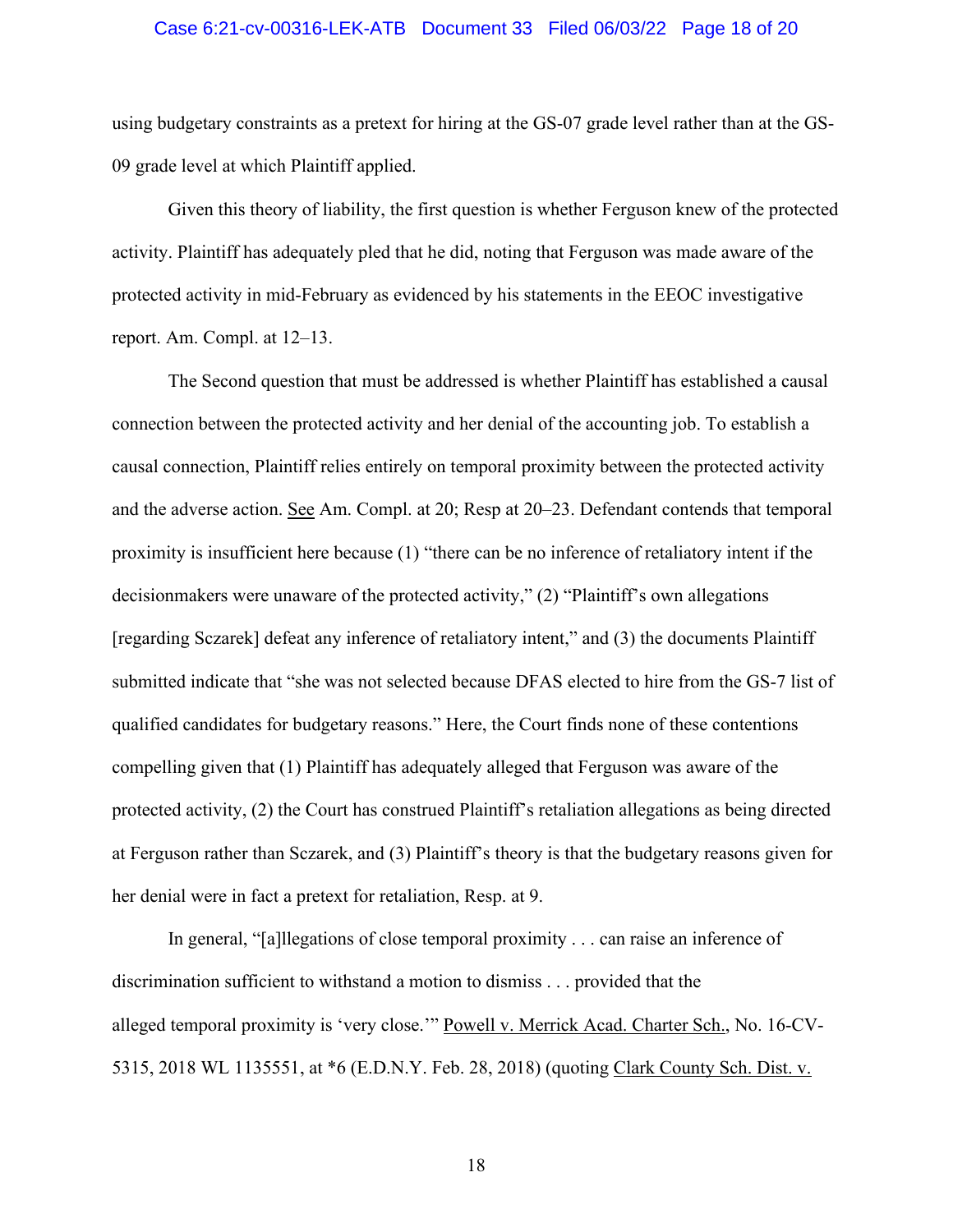using budgetary constraints as a pretext for hiring at the GS-07 grade level rather than at the GS-09 grade level at which Plaintiff applied.

Given this theory of liability, the first question is whether Ferguson knew of the protected activity. Plaintiff has adequately pled that he did, noting that Ferguson was made aware of the protected activity in mid-February as evidenced by his statements in the EEOC investigative report. Am. Compl. at 12–13.

The Second question that must be addressed is whether Plaintiff has established a causal connection between the protected activity and her denial of the accounting job. To establish a causal connection, Plaintiff relies entirely on temporal proximity between the protected activity and the adverse action. See Am. Compl. at 20; Resp at 20–23. Defendant contends that temporal proximity is insufficient here because (1) "there can be no inference of retaliatory intent if the decisionmakers were unaware of the protected activity," (2) "Plaintiff's own allegations [regarding Sczarek] defeat any inference of retaliatory intent," and (3) the documents Plaintiff submitted indicate that "she was not selected because DFAS elected to hire from the GS-7 list of qualified candidates for budgetary reasons." Here, the Court finds none of these contentions compelling given that (1) Plaintiff has adequately alleged that Ferguson was aware of the protected activity, (2) the Court has construed Plaintiff's retaliation allegations as being directed at Ferguson rather than Sczarek, and (3) Plaintiff's theory is that the budgetary reasons given for her denial were in fact a pretext for retaliation, Resp. at 9.

In general, "[a]llegations of close temporal proximity . . . can raise an inference of discrimination sufficient to withstand a motion to dismiss . . . provided that the alleged temporal proximity is 'very close.'" Powell v. Merrick Acad. Charter Sch., No. 16-CV-5315, 2018 WL 1135551, at *6 (E.D.N.Y. Feb. 28, 2018) (quoting Clark County Sch. Dist. v.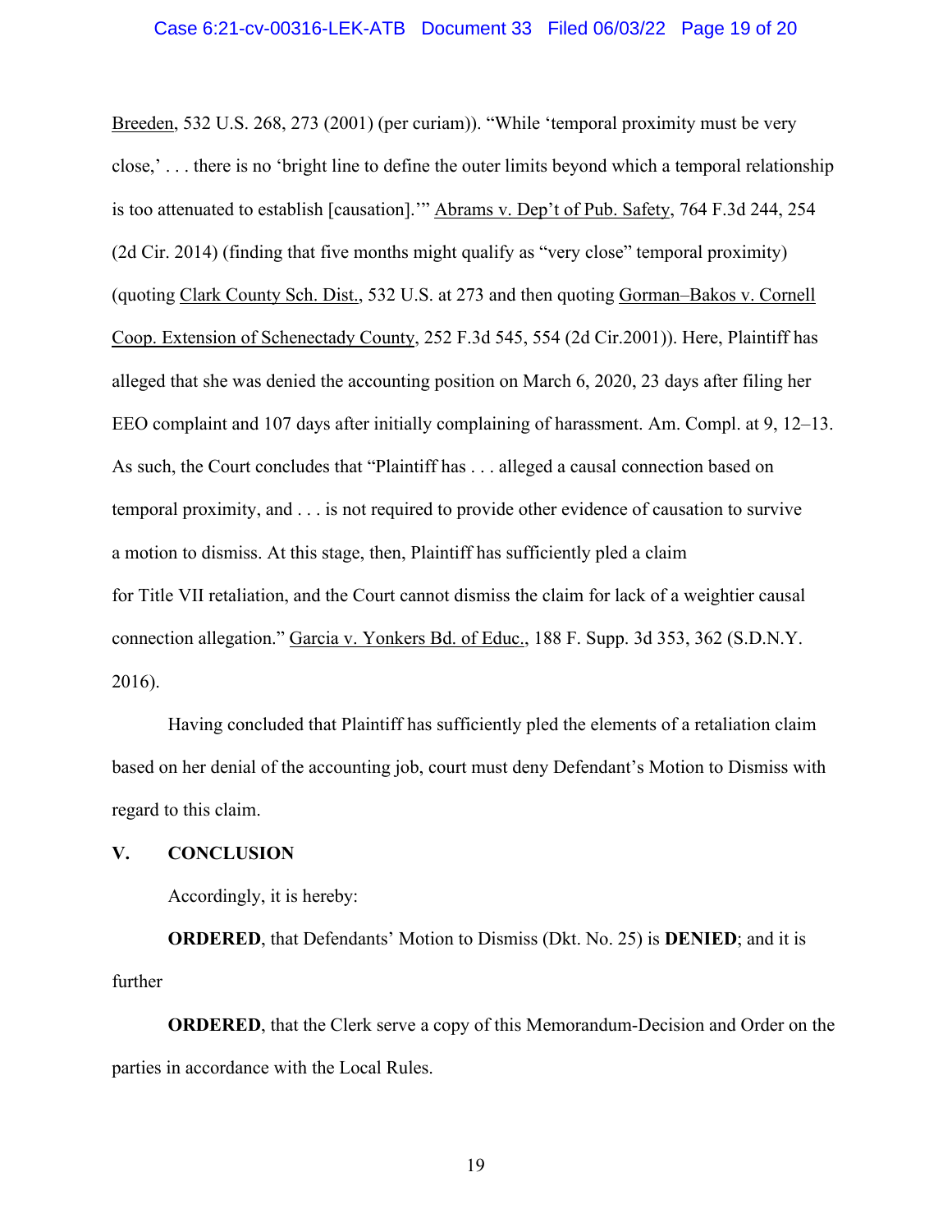Breeden, 532 U.S. 268, 273 (2001) (per curiam)). "While 'temporal proximity must be very close,' . . . there is no 'bright line to define the outer limits beyond which a temporal relationship is too attenuated to establish [causation].'" Abrams v. Dep't of Pub. Safety, 764 F.3d 244, 254 (2d Cir. 2014) (finding that five months might qualify as "very close" temporal proximity) (quoting Clark County Sch. Dist., 532 U.S. at 273 and then quoting Gorman–Bakos v. Cornell Coop. Extension of Schenectady County, 252 F.3d 545, 554 (2d Cir.2001)). Here, Plaintiff has alleged that she was denied the accounting position on March 6, 2020, 23 days after filing her EEO complaint and 107 days after initially complaining of harassment. Am. Compl. at 9, 12–13. As such, the Court concludes that "Plaintiff has . . . alleged a causal connection based on temporal proximity, and . . . is not required to provide other evidence of causation to survive a motion to dismiss. At this stage, then, Plaintiff has sufficiently pled a claim for Title VII retaliation, and the Court cannot dismiss the claim for lack of a weightier causal connection allegation." Garcia v. Yonkers Bd. of Educ., 188 F. Supp. 3d 353, 362 (S.D.N.Y. 2016).

Having concluded that Plaintiff has sufficiently pled the elements of a retaliation claim based on her denial of the accounting job, court must deny Defendant's Motion to Dismiss with regard to this claim.

## V. CONCLUSION

Accordingly, it is hereby:

**ORDERED**, that Defendants' Motion to Dismiss (Dkt. No. 25) is **DENIED**; and it is further

**ORDERED**, that the Clerk serve a copy of this Memorandum-Decision and Order on the parties in accordance with the Local Rules.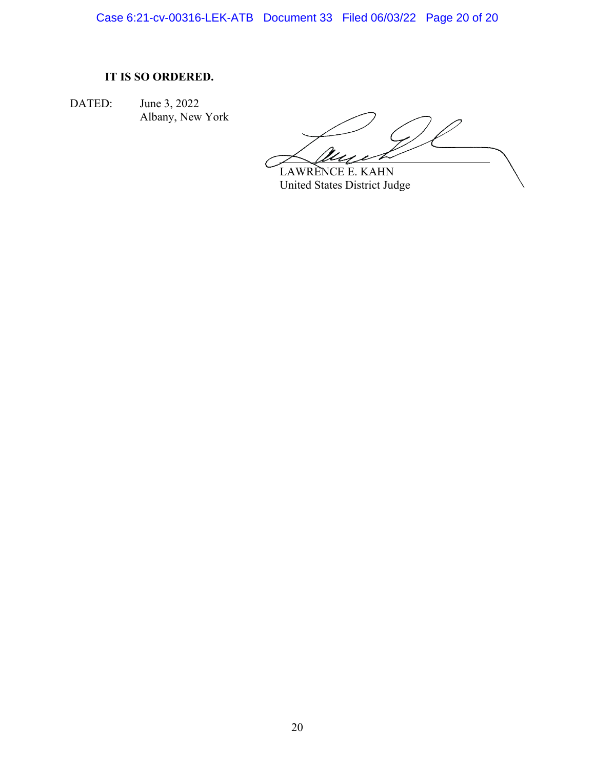**IT IS SO ORDERED.**

DATED: June 3, 2022
Albany, New York

LAWRENCE E. KAHN
United States District Judge